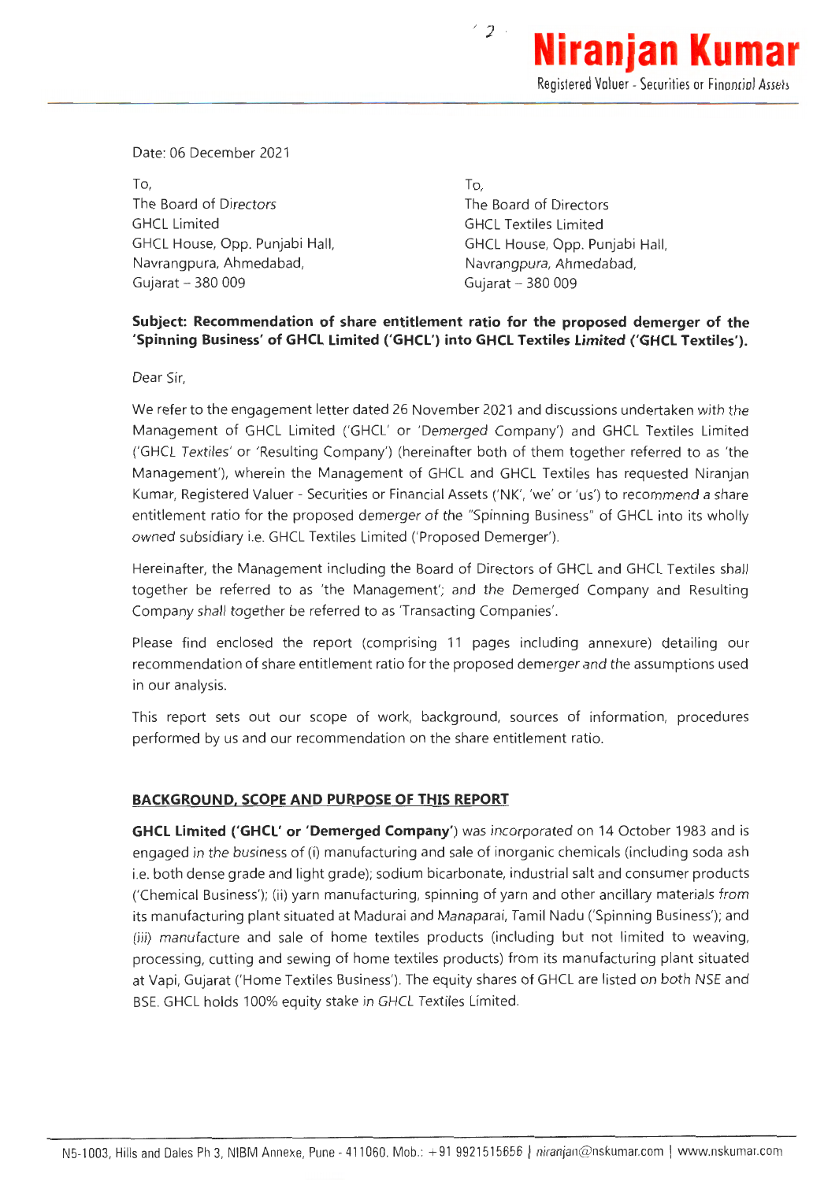Date: 06 December 2021

To,
The Board of Directors
GHCL Limited
GHCL House, Opp. Punjabi Hall,
Navrangpura, Ahmedabad,
Gujarat – 380 009

To,
The Board of Directors
GHCL Textiles Limited
GHCL House, Opp. Punjabi Hall,
Navrangpura, Ahmedabad,
Gujarat – 380 009

**Subject: Recommendation of share entitlement ratio for the proposed demerger of the 'Spinning Business' of GHCL Limited ('GHCL') into GHCL Textiles Limited ('GHCL Textiles').**

Dear Sir,

We refer to the engagement letter dated 26 November 2021 and discussions undertaken with the Management of GHCL Limited ('GHCL' or 'Demerged Company') and GHCL Textiles Limited ('GHCL Textiles' or 'Resulting Company') (hereinafter both of them together referred to as 'the Management'), wherein the Management of GHCL and GHCL Textiles has requested Niranjan Kumar, Registered Valuer - Securities or Financial Assets ('NK', 'we' or 'us') to recommend a share entitlement ratio for the proposed demerger of the "Spinning Business" of GHCL into its wholly owned subsidiary i.e. GHCL Textiles Limited ('Proposed Demerger').

Hereinafter, the Management including the Board of Directors of GHCL and GHCL Textiles shall together be referred to as 'the Management'; and the Demerged Company and Resulting Company shall together be referred to as 'Transacting Companies'.

Please find enclosed the report (comprising 11 pages including annexure) detailing our recommendation of share entitlement ratio for the proposed demerger and the assumptions used in our analysis.

This report sets out our scope of work, background, sources of information, procedures performed by us and our recommendation on the share entitlement ratio.

## BACKGROUND, SCOPE AND PURPOSE OF THIS REPORT

**GHCL Limited ('GHCL' or 'Demerged Company')** was incorporated on 14 October 1983 and is engaged in the business of (i) manufacturing and sale of inorganic chemicals (including soda ash i.e. both dense grade and light grade); sodium bicarbonate, industrial salt and consumer products ('Chemical Business'); (ii) yarn manufacturing, spinning of yarn and other ancillary materials from its manufacturing plant situated at Madurai and Manaparai, Tamil Nadu ('Spinning Business'); and (iii) manufacture and sale of home textiles products (including but not limited to weaving, processing, cutting and sewing of home textiles products) from its manufacturing plant situated at Vapi, Gujarat ('Home Textiles Business'). The equity shares of GHCL are listed on both NSE and BSE. GHCL holds 100% equity stake in GHCL Textiles Limited.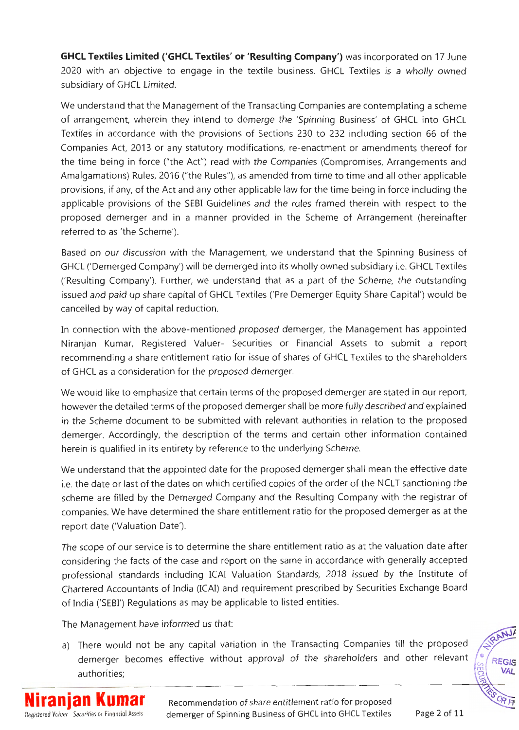**GHCL Textiles Limited ('GHCL Textiles' or 'Resulting Company')** was incorporated on 17 June 2020 with an objective to engage in the textile business. GHCL Textiles is a wholly owned subsidiary of GHCL Limited.

We understand that the Management of the Transacting Companies are contemplating a scheme of arrangement, wherein they intend to demerge the 'Spinning Business' of GHCL into GHCL Textiles in accordance with the provisions of Sections 230 to 232 including section 66 of the Companies Act, 2013 or any statutory modifications, re-enactment or amendments thereof for the time being in force ("the Act") read with the Companies (Compromises, Arrangements and Amalgamations) Rules, 2016 ("the Rules"), as amended from time to time and all other applicable provisions, if any, of the Act and any other applicable law for the time being in force including the applicable provisions of the SEBI Guidelines and the rules framed therein with respect to the proposed demerger and in a manner provided in the Scheme of Arrangement (hereinafter referred to as 'the Scheme').

Based on our discussion with the Management, we understand that the Spinning Business of GHCL ('Demerged Company') will be demerged into its wholly owned subsidiary i.e. GHCL Textiles ('Resulting Company'). Further, we understand that as a part of the Scheme, the outstanding issued and paid up share capital of GHCL Textiles ('Pre Demerger Equity Share Capital') would be cancelled by way of capital reduction.

In connection with the above-mentioned proposed demerger, the Management has appointed Niranjan Kumar, Registered Valuer- Securities or Financial Assets to submit a report recommending a share entitlement ratio for issue of shares of GHCL Textiles to the shareholders of GHCL as a consideration for the proposed demerger.

We would like to emphasize that certain terms of the proposed demerger are stated in our report, however the detailed terms of the proposed demerger shall be more fully described and explained in the Scheme document to be submitted with relevant authorities in relation to the proposed demerger. Accordingly, the description of the terms and certain other information contained herein is qualified in its entirety by reference to the underlying Scheme.

We understand that the appointed date for the proposed demerger shall mean the effective date i.e. the date or last of the dates on which certified copies of the order of the NCLT sanctioning the scheme are filled by the Demerged Company and the Resulting Company with the registrar of companies. We have determined the share entitlement ratio for the proposed demerger as at the report date ('Valuation Date').

The scope of our service is to determine the share entitlement ratio as at the valuation date after considering the facts of the case and report on the same in accordance with generally accepted professional standards including ICAI Valuation Standards, 2018 issued by the Institute of Chartered Accountants of India (ICAI) and requirement prescribed by Securities Exchange Board of India ('SEBI') Regulations as may be applicable to listed entities.

The Management have informed us that:

a) There would not be any capital variation in the Transacting Companies till the proposed demerger becomes effective without approval of the shareholders and other relevant authorities;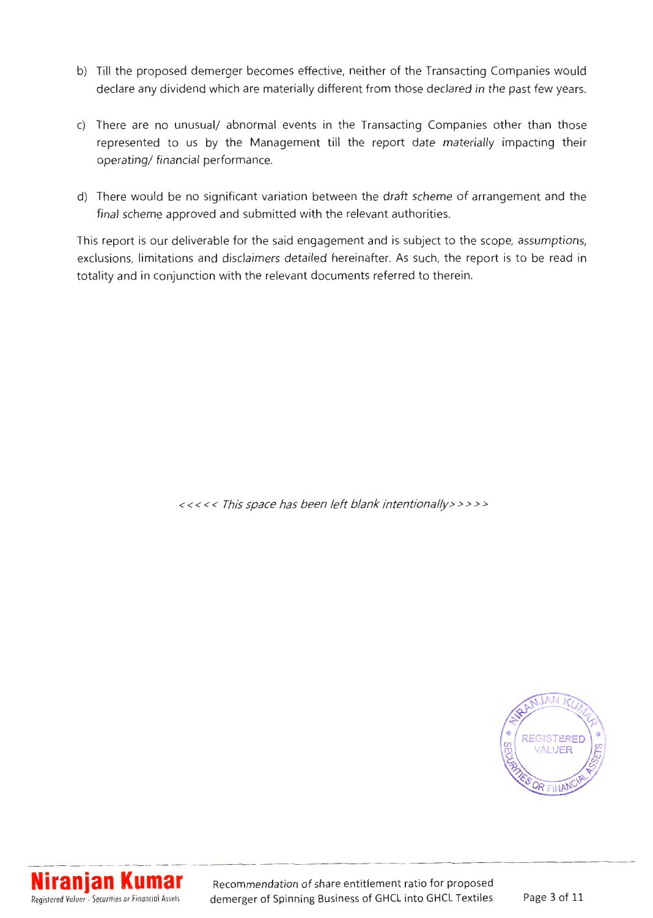b) Till the proposed demerger becomes effective, neither of the Transacting Companies would declare any dividend which are materially different from those declared in the past few years.

c) There are no unusual/ abnormal events in the Transacting Companies other than those represented to us by the Management till the report date materially impacting their operating/ financial performance.

d) There would be no significant variation between the draft scheme of arrangement and the final scheme approved and submitted with the relevant authorities.

This report is our deliverable for the said engagement and is subject to the scope, assumptions, exclusions, limitations and disclaimers detailed hereinafter. As such, the report is to be read in totality and in conjunction with the relevant documents referred to therein.

*<<<<< This space has been left blank intentionally>>>>>*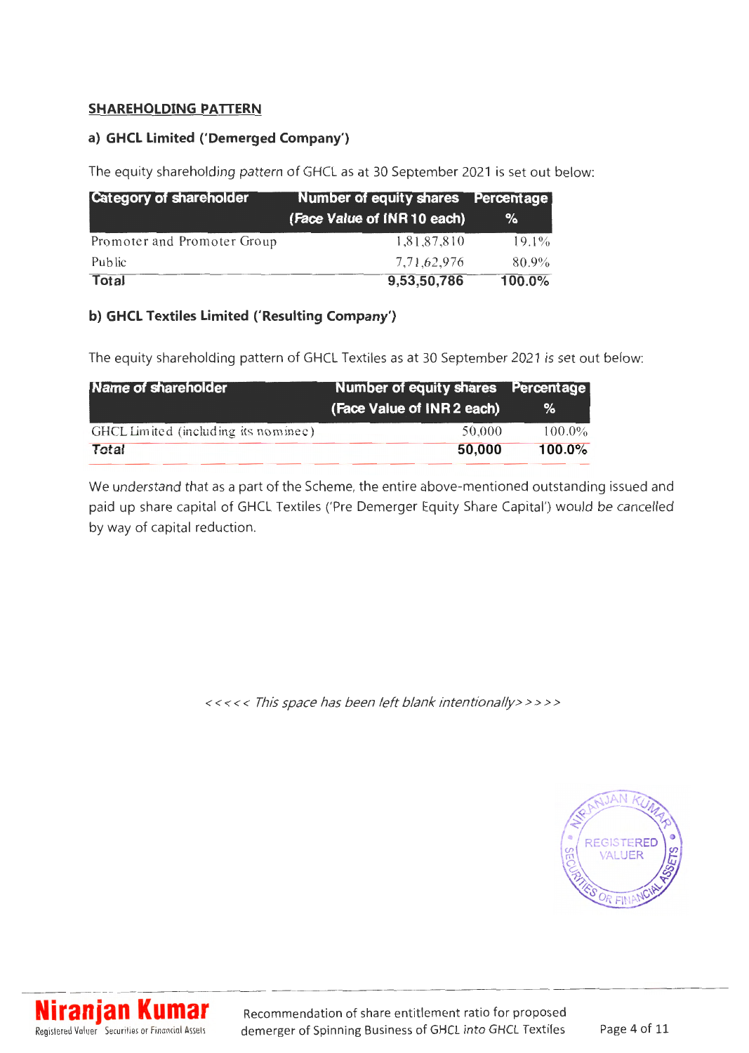## SHAREHOLDING PATTERN

### a) GHCL Limited ('Demerged Company')

The equity shareholding pattern of GHCL as at 30 September 2021 is set out below:

| Category of shareholder | Number of equity shares (Face Value of INR 10 each) | Percentage % |
|---|---|---|
| Promoter and Promoter Group | 1,81,87,810 | 19.1% |
| Public | 7,71,62,976 | 80.9% |
| **Total** | **9,53,50,786** | **100.0%** |

### b) GHCL Textiles Limited ('Resulting Company')

The equity shareholding pattern of GHCL Textiles as at 30 September 2021 is set out below:

| Name of shareholder | Number of equity shares (Face Value of INR 2 each) | Percentage % |
|---|---|---|
| GHCL Limited (including its nominee) | 50,000 | 100.0% |
| **Total** | **50,000** | **100.0%** |

We understand that as a part of the Scheme, the entire above-mentioned outstanding issued and paid up share capital of GHCL Textiles ('Pre Demerger Equity Share Capital') would be cancelled by way of capital reduction.

*<<<<< This space has been left blank intentionally>>>>>*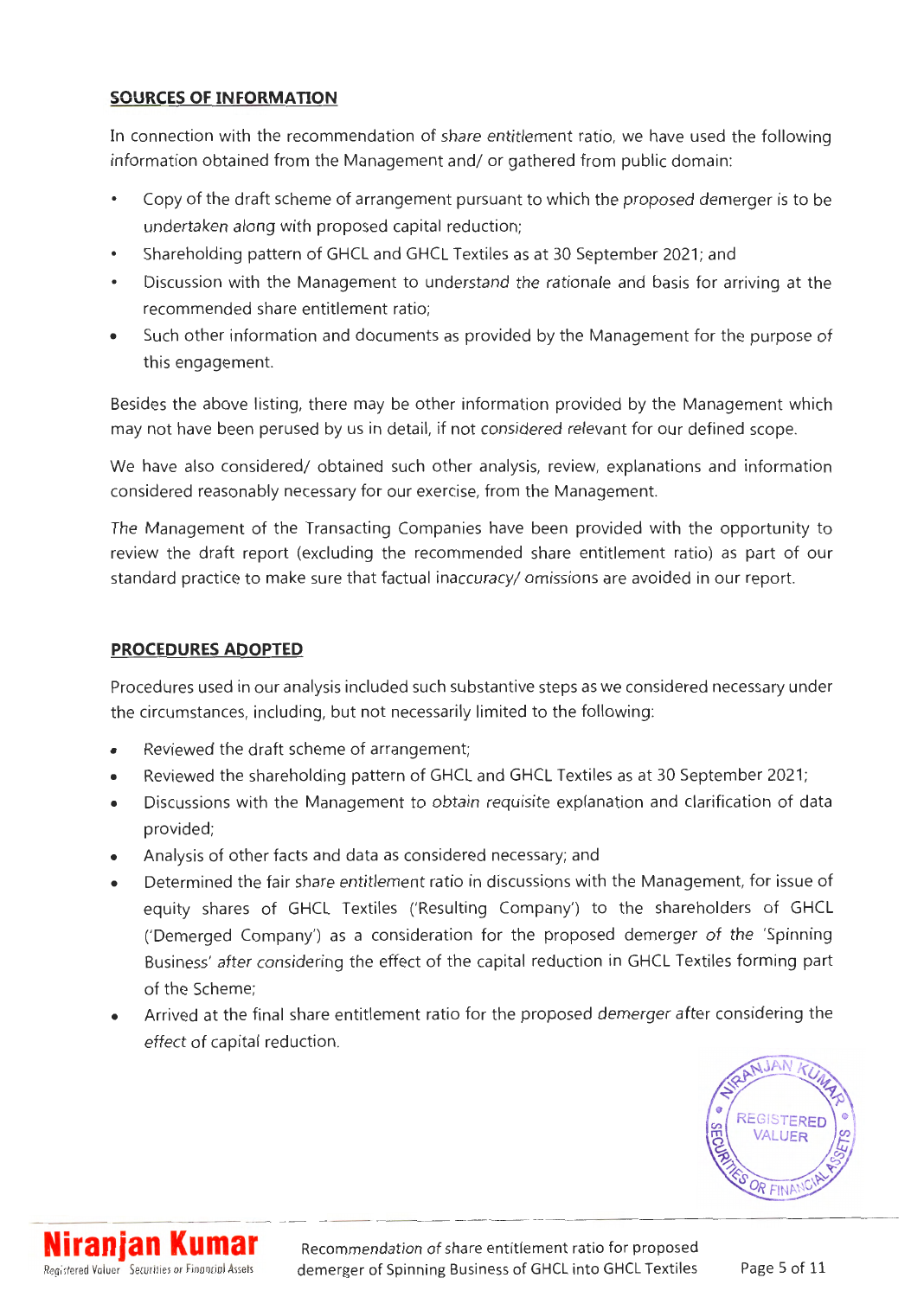## SOURCES OF INFORMATION

In connection with the recommendation of share entitlement ratio, we have used the following information obtained from the Management and/ or gathered from public domain:

- Copy of the draft scheme of arrangement pursuant to which the proposed demerger is to be undertaken along with proposed capital reduction;
- Shareholding pattern of GHCL and GHCL Textiles as at 30 September 2021; and
- Discussion with the Management to understand the rationale and basis for arriving at the recommended share entitlement ratio;
- Such other information and documents as provided by the Management for the purpose of this engagement.

Besides the above listing, there may be other information provided by the Management which may not have been perused by us in detail, if not considered relevant for our defined scope.

We have also considered/ obtained such other analysis, review, explanations and information considered reasonably necessary for our exercise, from the Management.

The Management of the Transacting Companies have been provided with the opportunity to review the draft report (excluding the recommended share entitlement ratio) as part of our standard practice to make sure that factual inaccuracy/ omissions are avoided in our report.

## PROCEDURES ADOPTED

Procedures used in our analysis included such substantive steps as we considered necessary under the circumstances, including, but not necessarily limited to the following:

- Reviewed the draft scheme of arrangement;
- Reviewed the shareholding pattern of GHCL and GHCL Textiles as at 30 September 2021;
- Discussions with the Management to obtain requisite explanation and clarification of data provided;
- Analysis of other facts and data as considered necessary; and
- Determined the fair share entitlement ratio in discussions with the Management, for issue of equity shares of GHCL Textiles ('Resulting Company') to the shareholders of GHCL ('Demerged Company') as a consideration for the proposed demerger of the 'Spinning Business' after considering the effect of the capital reduction in GHCL Textiles forming part of the Scheme;
- Arrived at the final share entitlement ratio for the proposed demerger after considering the effect of capital reduction.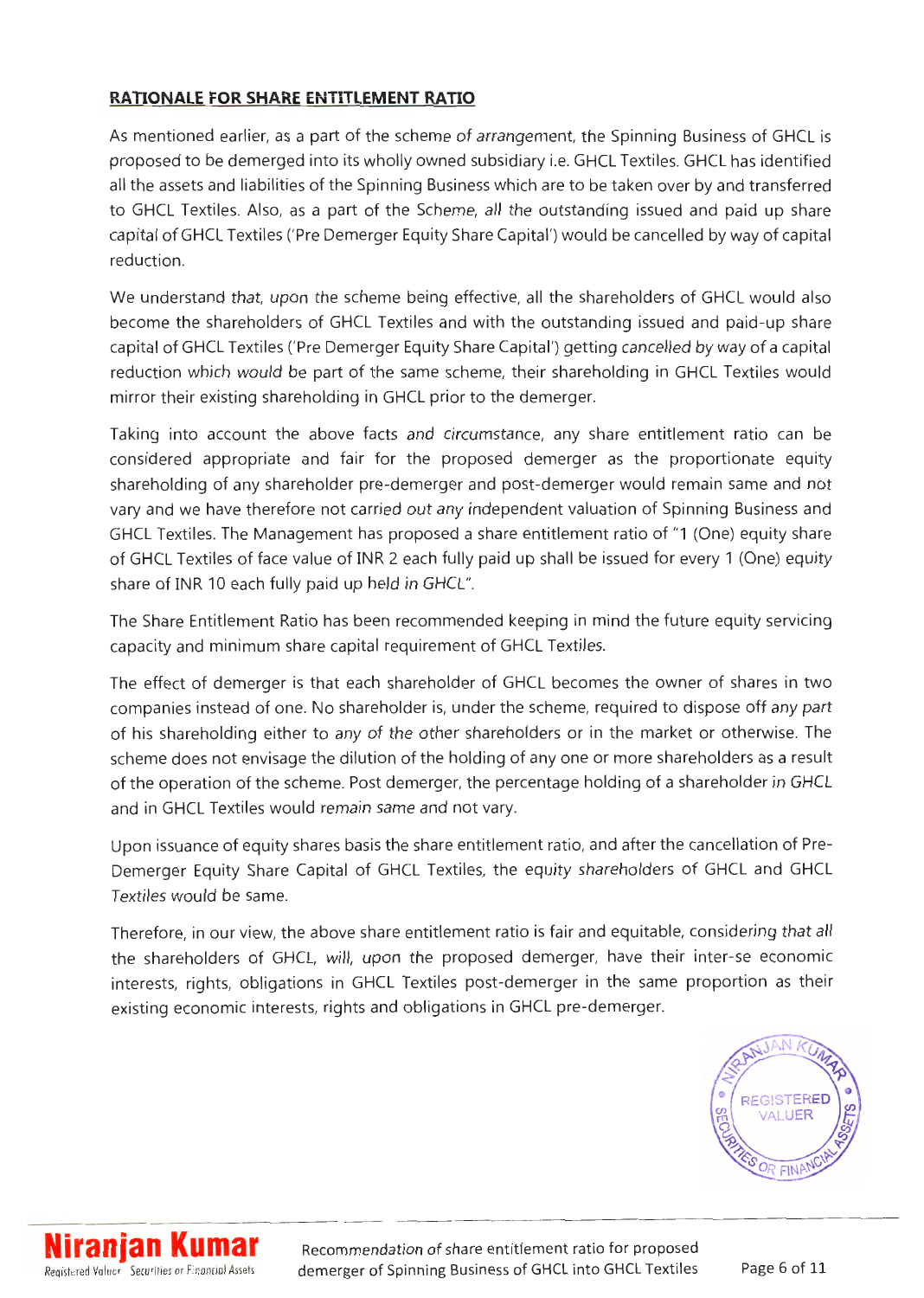**RATIONALE FOR SHARE ENTITLEMENT RATIO**

As mentioned earlier, as a part of the scheme of arrangement, the Spinning Business of GHCL is proposed to be demerged into its wholly owned subsidiary i.e. GHCL Textiles. GHCL has identified all the assets and liabilities of the Spinning Business which are to be taken over by and transferred to GHCL Textiles. Also, as a part of the Scheme, all the outstanding issued and paid up share capital of GHCL Textiles ('Pre Demerger Equity Share Capital') would be cancelled by way of capital reduction.

We understand that, upon the scheme being effective, all the shareholders of GHCL would also become the shareholders of GHCL Textiles and with the outstanding issued and paid-up share capital of GHCL Textiles ('Pre Demerger Equity Share Capital') getting cancelled by way of a capital reduction which would be part of the same scheme, their shareholding in GHCL Textiles would mirror their existing shareholding in GHCL prior to the demerger.

Taking into account the above facts and circumstance, any share entitlement ratio can be considered appropriate and fair for the proposed demerger as the proportionate equity shareholding of any shareholder pre-demerger and post-demerger would remain same and not vary and we have therefore not carried out any independent valuation of Spinning Business and GHCL Textiles. The Management has proposed a share entitlement ratio of "1 (One) equity share of GHCL Textiles of face value of INR 2 each fully paid up shall be issued for every 1 (One) equity share of INR 10 each fully paid up held in GHCL".

The Share Entitlement Ratio has been recommended keeping in mind the future equity servicing capacity and minimum share capital requirement of GHCL Textiles.

The effect of demerger is that each shareholder of GHCL becomes the owner of shares in two companies instead of one. No shareholder is, under the scheme, required to dispose off any part of his shareholding either to any of the other shareholders or in the market or otherwise. The scheme does not envisage the dilution of the holding of any one or more shareholders as a result of the operation of the scheme. Post demerger, the percentage holding of a shareholder in GHCL and in GHCL Textiles would remain same and not vary.

Upon issuance of equity shares basis the share entitlement ratio, and after the cancellation of Pre-Demerger Equity Share Capital of GHCL Textiles, the equity shareholders of GHCL and GHCL Textiles would be same.

Therefore, in our view, the above share entitlement ratio is fair and equitable, considering that all the shareholders of GHCL, will, upon the proposed demerger, have their inter-se economic interests, rights, obligations in GHCL Textiles post-demerger in the same proportion as their existing economic interests, rights and obligations in GHCL pre-demerger.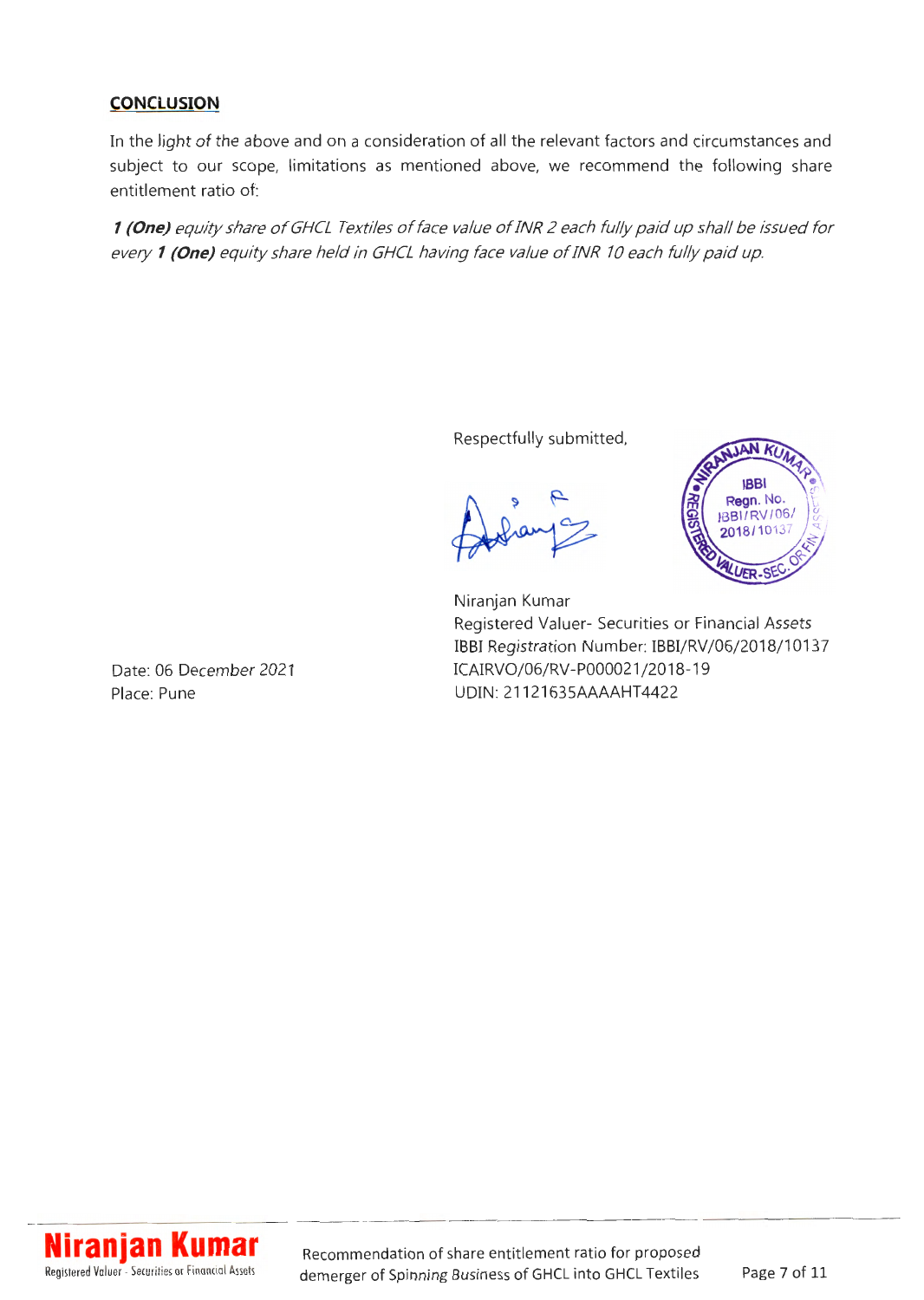## CONCLUSION

In the light of the above and on a consideration of all the relevant factors and circumstances and subject to our scope, limitations as mentioned above, we recommend the following share entitlement ratio of:

***1 (One)** equity share of GHCL Textiles of face value of INR 2 each fully paid up shall be issued for every **1 (One)** equity share held in GHCL having face value of INR 10 each fully paid up.*

Respectfully submitted,

Niranjan Kumar
Registered Valuer- Securities or Financial Assets
IBBI Registration Number: IBBI/RV/06/2018/10137
ICAIRVO/06/RV-P000021/2018-19
UDIN: 21121635AAAAHT4422

Date: 06 December 2021
Place: Pune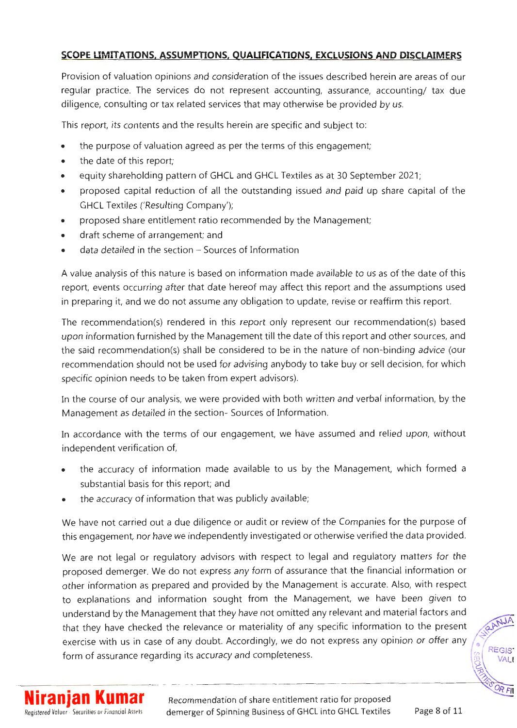## SCOPE LIMITATIONS, ASSUMPTIONS, QUALIFICATIONS, EXCLUSIONS AND DISCLAIMERS

Provision of valuation opinions and consideration of the issues described herein are areas of our regular practice. The services do not represent accounting, assurance, accounting/ tax due diligence, consulting or tax related services that may otherwise be provided by us.

This report, its contents and the results herein are specific and subject to:

- the purpose of valuation agreed as per the terms of this engagement;
- the date of this report;
- equity shareholding pattern of GHCL and GHCL Textiles as at 30 September 2021;
- proposed capital reduction of all the outstanding issued and paid up share capital of the GHCL Textiles ('Resulting Company');
- proposed share entitlement ratio recommended by the Management;
- draft scheme of arrangement; and
- data detailed in the section – Sources of Information

A value analysis of this nature is based on information made available to us as of the date of this report, events occurring after that date hereof may affect this report and the assumptions used in preparing it, and we do not assume any obligation to update, revise or reaffirm this report.

The recommendation(s) rendered in this report only represent our recommendation(s) based upon information furnished by the Management till the date of this report and other sources, and the said recommendation(s) shall be considered to be in the nature of non-binding advice (our recommendation should not be used for advising anybody to take buy or sell decision, for which specific opinion needs to be taken from expert advisors).

In the course of our analysis, we were provided with both written and verbal information, by the Management as detailed in the section- Sources of Information.

In accordance with the terms of our engagement, we have assumed and relied upon, without independent verification of,

- the accuracy of information made available to us by the Management, which formed a substantial basis for this report; and
- the accuracy of information that was publicly available;

We have not carried out a due diligence or audit or review of the Companies for the purpose of this engagement, nor have we independently investigated or otherwise verified the data provided.

We are not legal or regulatory advisors with respect to legal and regulatory matters for the proposed demerger. We do not express any form of assurance that the financial information or other information as prepared and provided by the Management is accurate. Also, with respect to explanations and information sought from the Management, we have been given to understand by the Management that they have not omitted any relevant and material factors and that they have checked the relevance or materiality of any specific information to the present exercise with us in case of any doubt. Accordingly, we do not express any opinion or offer any form of assurance regarding its accuracy and completeness.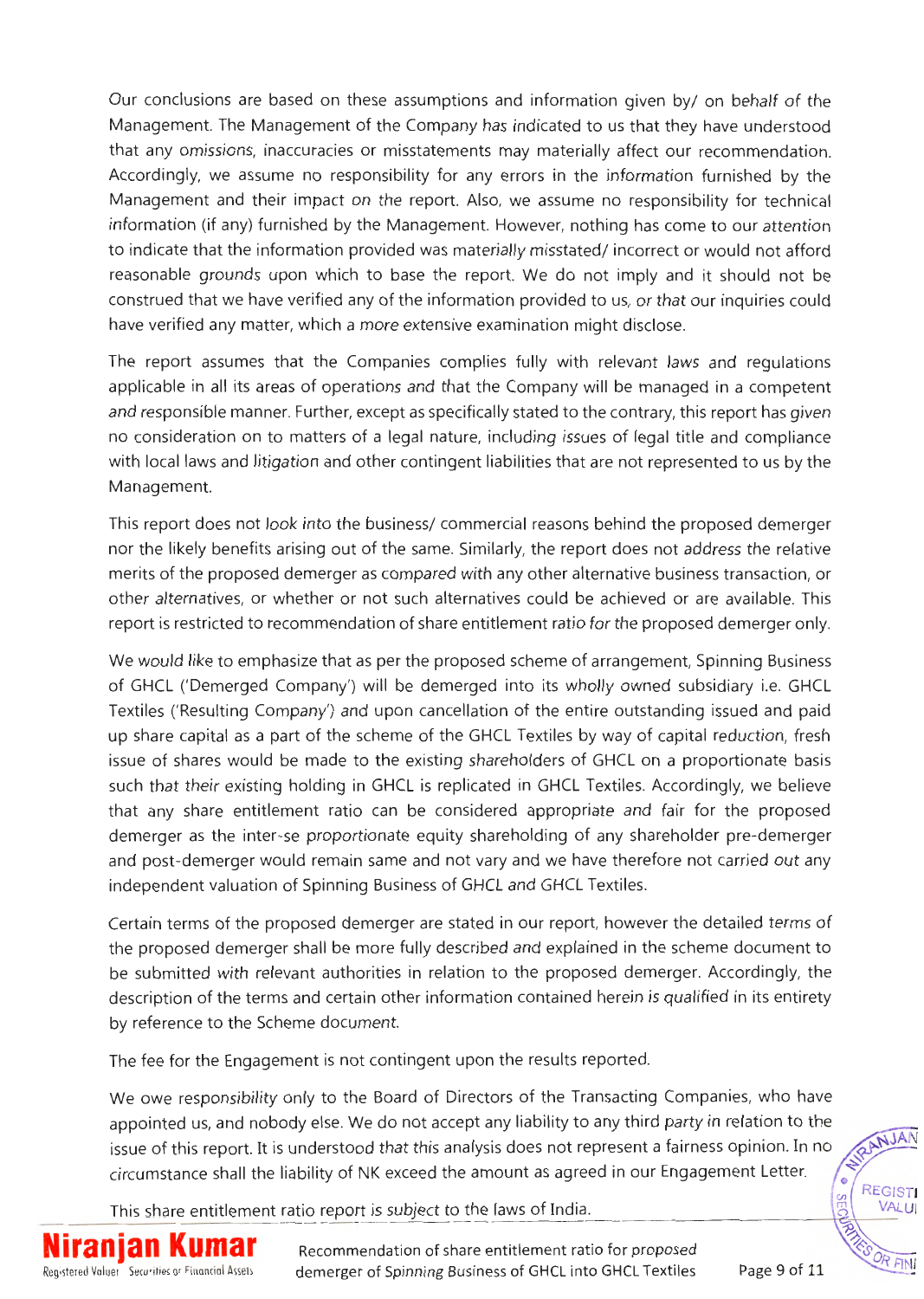Our conclusions are based on these assumptions and information given by/ on behalf of the Management. The Management of the Company has indicated to us that they have understood that any omissions, inaccuracies or misstatements may materially affect our recommendation. Accordingly, we assume no responsibility for any errors in the information furnished by the Management and their impact on the report. Also, we assume no responsibility for technical information (if any) furnished by the Management. However, nothing has come to our attention to indicate that the information provided was materially misstated/ incorrect or would not afford reasonable grounds upon which to base the report. We do not imply and it should not be construed that we have verified any of the information provided to us, or that our inquiries could have verified any matter, which a more extensive examination might disclose.

The report assumes that the Companies complies fully with relevant laws and regulations applicable in all its areas of operations and that the Company will be managed in a competent and responsible manner. Further, except as specifically stated to the contrary, this report has given no consideration on to matters of a legal nature, including issues of legal title and compliance with local laws and litigation and other contingent liabilities that are not represented to us by the Management.

This report does not look into the business/ commercial reasons behind the proposed demerger nor the likely benefits arising out of the same. Similarly, the report does not address the relative merits of the proposed demerger as compared with any other alternative business transaction, or other alternatives, or whether or not such alternatives could be achieved or are available. This report is restricted to recommendation of share entitlement ratio for the proposed demerger only.

We would like to emphasize that as per the proposed scheme of arrangement, Spinning Business of GHCL ('Demerged Company') will be demerged into its wholly owned subsidiary i.e. GHCL Textiles ('Resulting Company') and upon cancellation of the entire outstanding issued and paid up share capital as a part of the scheme of the GHCL Textiles by way of capital reduction, fresh issue of shares would be made to the existing shareholders of GHCL on a proportionate basis such that their existing holding in GHCL is replicated in GHCL Textiles. Accordingly, we believe that any share entitlement ratio can be considered appropriate and fair for the proposed demerger as the inter-se proportionate equity shareholding of any shareholder pre-demerger and post-demerger would remain same and not vary and we have therefore not carried out any independent valuation of Spinning Business of GHCL and GHCL Textiles.

Certain terms of the proposed demerger are stated in our report, however the detailed terms of the proposed demerger shall be more fully described and explained in the scheme document to be submitted with relevant authorities in relation to the proposed demerger. Accordingly, the description of the terms and certain other information contained herein is qualified in its entirety by reference to the Scheme document.

The fee for the Engagement is not contingent upon the results reported.

We owe responsibility only to the Board of Directors of the Transacting Companies, who have appointed us, and nobody else. We do not accept any liability to any third party in relation to the issue of this report. It is understood that this analysis does not represent a fairness opinion. In no circumstance shall the liability of NK exceed the amount as agreed in our Engagement Letter.

This share entitlement ratio report is subject to the laws of India.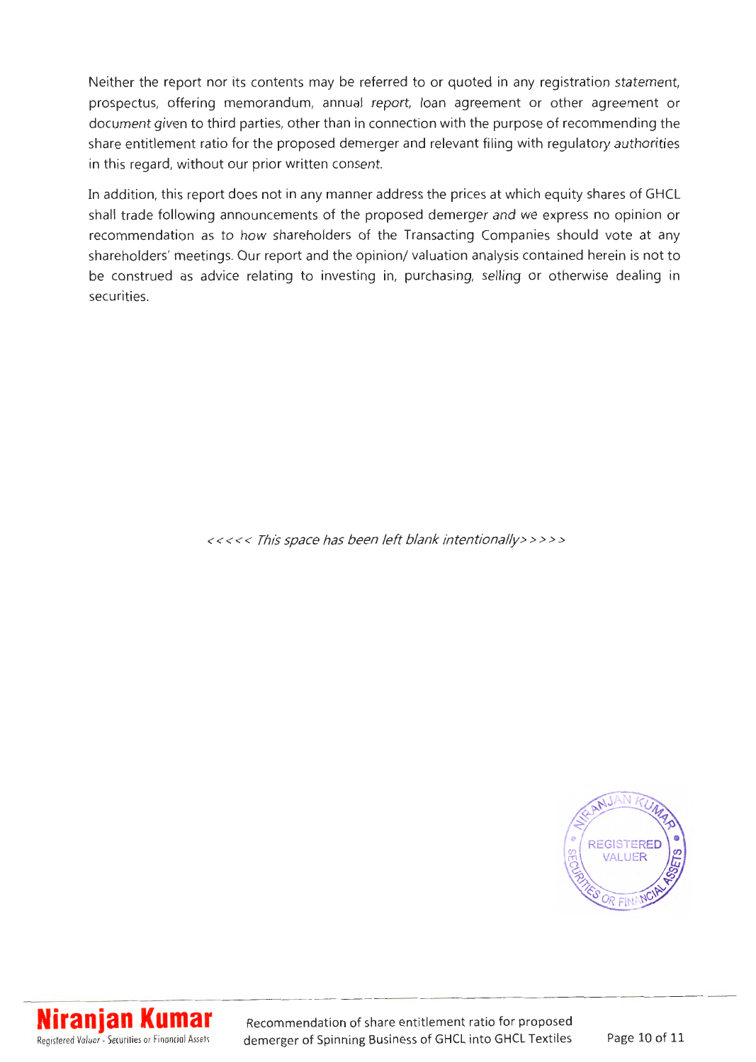Neither the report nor its contents may be referred to or quoted in any registration statement, prospectus, offering memorandum, annual report, loan agreement or other agreement or document given to third parties, other than in connection with the purpose of recommending the share entitlement ratio for the proposed demerger and relevant filing with regulatory authorities in this regard, without our prior written consent.

In addition, this report does not in any manner address the prices at which equity shares of GHCL shall trade following announcements of the proposed demerger and we express no opinion or recommendation as to how shareholders of the Transacting Companies should vote at any shareholders' meetings. Our report and the opinion/ valuation analysis contained herein is not to be construed as advice relating to investing in, purchasing, selling or otherwise dealing in securities.

*<<<<< This space has been left blank intentionally>>>>>*

NIRANJAN KUMAR
REGISTERED VALUER
SECURITIES OR FINANCIAL ASSETS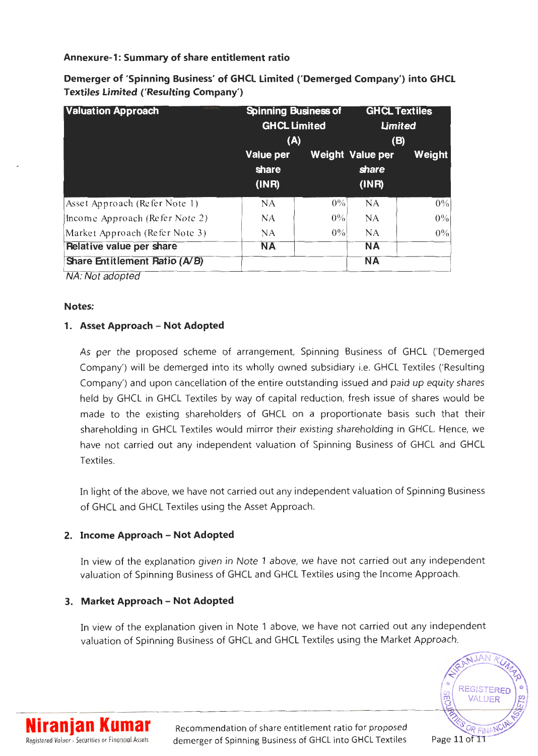**Annexure-1: Summary of share entitlement ratio**

**Demerger of 'Spinning Business' of GHCL Limited ('Demerged Company') into GHCL Textiles Limited ('Resulting Company')**

| Valuation Approach | Spinning Business of GHCL Limited (A) | | GHCL Textiles Limited (B) | |
|---|---|---|---|---|
| | Value per share (INR) | Weight | Value per share (INR) | Weight |
| Asset Approach (Refer Note 1) | NA | 0% | NA | 0% |
| Income Approach (Refer Note 2) | NA | 0% | NA | 0% |
| Market Approach (Refer Note 3) | NA | 0% | NA | 0% |
| **Relative value per share** | **NA** | | **NA** | |
| **Share Entitlement Ratio (A/B)** | | | **NA** | |

*NA: Not adopted*

**Notes:**

1. **Asset Approach – Not Adopted**

   As per the proposed scheme of arrangement, Spinning Business of GHCL ('Demerged Company') will be demerged into its wholly owned subsidiary i.e. GHCL Textiles ('Resulting Company') and upon cancellation of the entire outstanding issued and paid up equity shares held by GHCL in GHCL Textiles by way of capital reduction, fresh issue of shares would be made to the existing shareholders of GHCL on a proportionate basis such that their shareholding in GHCL Textiles would mirror their existing shareholding in GHCL. Hence, we have not carried out any independent valuation of Spinning Business of GHCL and GHCL Textiles.

   In light of the above, we have not carried out any independent valuation of Spinning Business of GHCL and GHCL Textiles using the Asset Approach.

2. **Income Approach – Not Adopted**

   In view of the explanation given in Note 1 above, we have not carried out any independent valuation of Spinning Business of GHCL and GHCL Textiles using the Income Approach.

3. **Market Approach – Not Adopted**

   In view of the explanation given in Note 1 above, we have not carried out any independent valuation of Spinning Business of GHCL and GHCL Textiles using the Market Approach.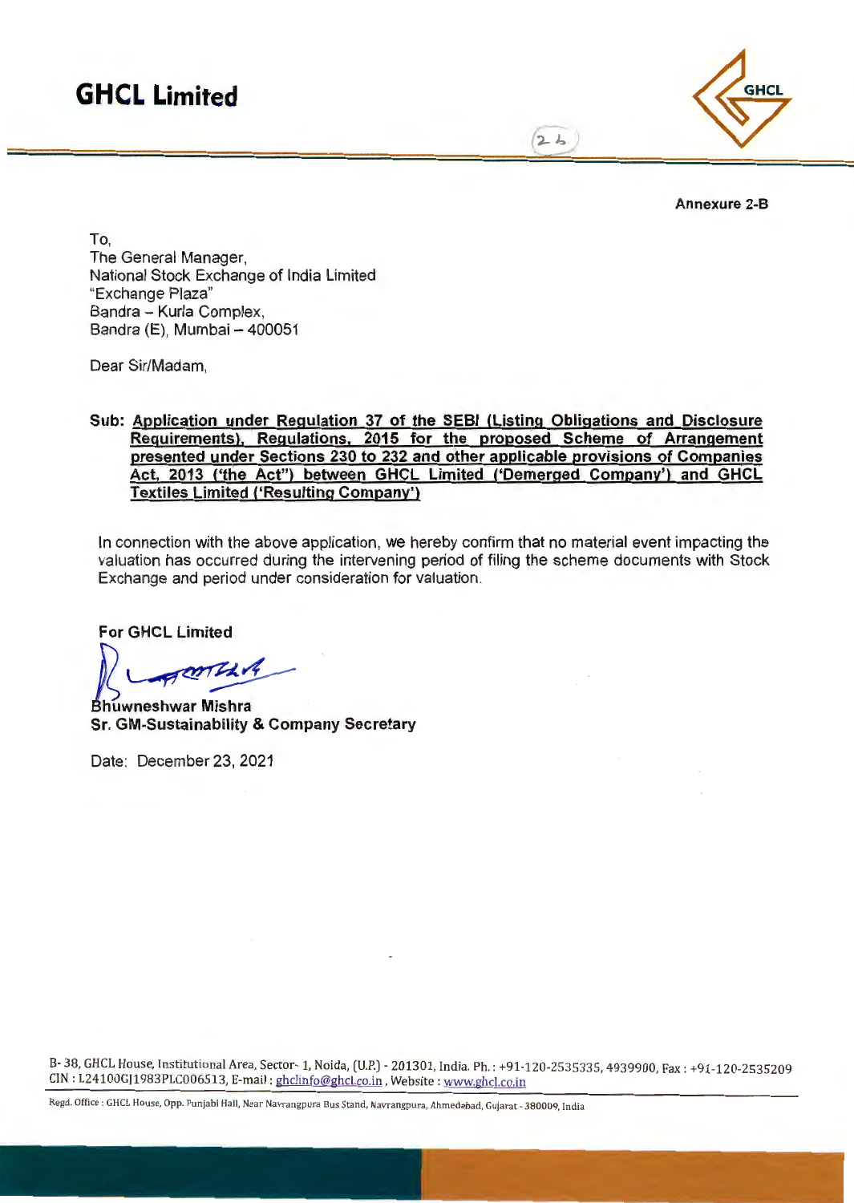# GHCL Limited

**Annexure 2-B**

To,
The General Manager,
National Stock Exchange of India Limited
"Exchange Plaza"
Bandra – Kurla Complex,
Bandra (E), Mumbai – 400051

Dear Sir/Madam,

**Sub: Application under Regulation 37 of the SEBI (Listing Obligations and Disclosure Requirements), Regulations, 2015 for the proposed Scheme of Arrangement presented under Sections 230 to 232 and other applicable provisions of Companies Act, 2013 ('the Act") between GHCL Limited ('Demerged Company') and GHCL Textiles Limited ('Resulting Company')**

In connection with the above application, we hereby confirm that no material event impacting the valuation has occurred during the intervening period of filing the scheme documents with Stock Exchange and period under consideration for valuation.

**For GHCL Limited**

**Bhuwneshwar Mishra**
**Sr. GM-Sustainability & Company Secretary**

Date: December 23, 2021

B- 38, GHCL House, Institutional Area, Sector- 1, Noida, (U.P.) - 201301, India. Ph.: +91-120-2535335, 4939900, Fax : +91-120-2535209
CIN : L24100GJ1983PLC006513, E-mail : ghclinfo@ghcl.co.in , Website : www.ghcl.co.in

Regd. Office : GHCL House, Opp. Punjabi Hall, Near Navrangpura Bus Stand, Navrangpura, Ahmedabad, Gujarat - 380009, India